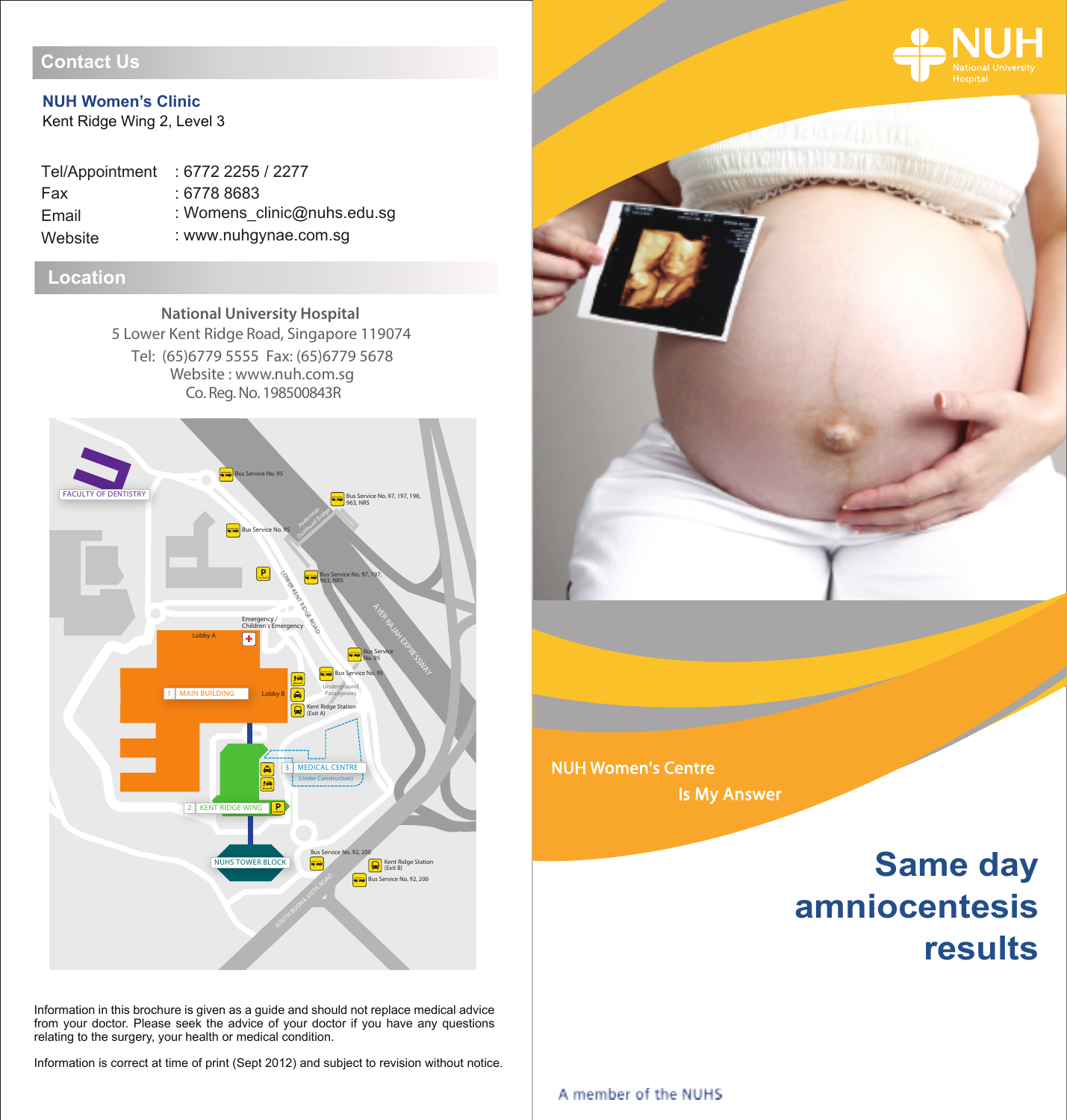## Contact Us

**NUH Women's Clinic**
Kent Ridge Wing 2, Level 3

| | |
|---|---|
| Tel/Appointment | : 6772 2255 / 2277 |
| Fax | : 6778 8683 |
| Email | : Womens_clinic@nuhs.edu.sg |
| Website | : www.nuhgynae.com.sg |

## Location

**National University Hospital**
5 Lower Kent Ridge Road, Singapore 119074
Tel: (65)6779 5555 Fax: (65)6779 5678
Website : www.nuh.com.sg
Co. Reg. No. 198500843R

FACULTY OF DENTISTRY
Bus Service No. 95
Bus Service No. 97, 197, 198, 963, NR5
Pedestrian Overhead Bridge
Bus Service No. 95
Bus Service No. 97, 197, 963, NR5
LOWER KENT RIDGE ROAD
AYER RAJAH EXPRESSWAY
Emergency / Children's Emergency
Lobby A
Bus Service No. 95
Bus Service No. 95
Underground Passageway
1 MAIN BUILDING
Lobby B
Kent Ridge Station (Exit A)
3 MEDICAL CENTRE (Under Construction)
2 KENT RIDGE WING
NUHS TOWER BLOCK
Bus Service No. 92, 200
Kent Ridge Station (Exit B)
Bus Service No. 92, 200
SOUTH BUONA VISTA ROAD

Information in this brochure is given as a guide and should not replace medical advice from your doctor. Please seek the advice of your doctor if you have any questions relating to the surgery, your health or medical condition.

Information is correct at time of print (Sept 2012) and subject to revision without notice.

NUH National University Hospital

NUH Women's Centre
Is My Answer

# Same day amniocentesis results

A member of the NUHS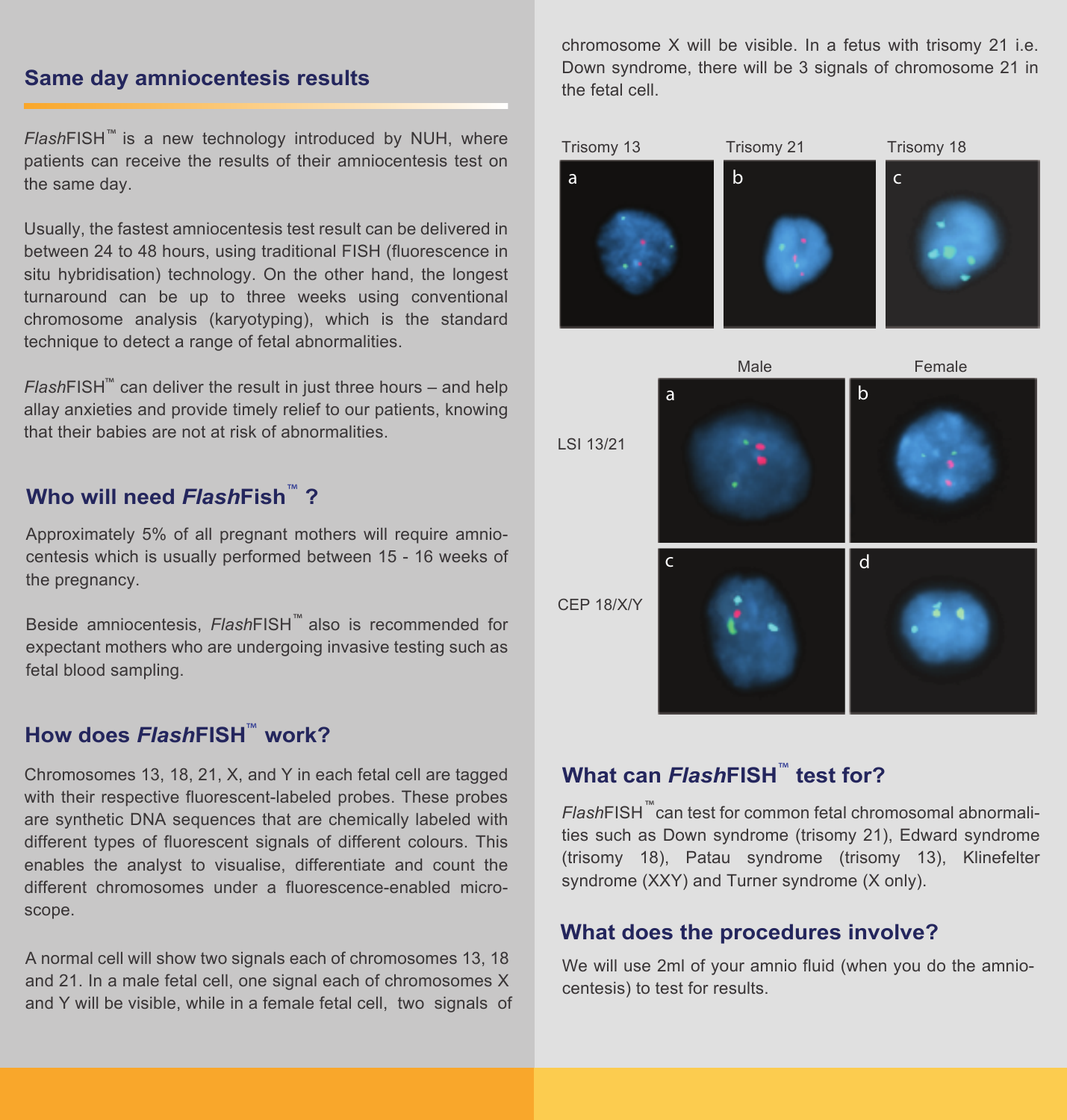## Same day amniocentesis results

*Flash*FISH™ is a new technology introduced by NUH, where patients can receive the results of their amniocentesis test on the same day.

Usually, the fastest amniocentesis test result can be delivered in between 24 to 48 hours, using traditional FISH (fluorescence in situ hybridisation) technology. On the other hand, the longest turnaround can be up to three weeks using conventional chromosome analysis (karyotyping), which is the standard technique to detect a range of fetal abnormalities.

*Flash*FISH™ can deliver the result in just three hours – and help allay anxieties and provide timely relief to our patients, knowing that their babies are not at risk of abnormalities.

## Who will need *Flash*Fish™ ?

Approximately 5% of all pregnant mothers will require amniocentesis which is usually performed between 15 - 16 weeks of the pregnancy.

Beside amniocentesis, *Flash*FISH™ also is recommended for expectant mothers who are undergoing invasive testing such as fetal blood sampling.

## How does *Flash*FISH™ work?

Chromosomes 13, 18, 21, X, and Y in each fetal cell are tagged with their respective fluorescent-labeled probes. These probes are synthetic DNA sequences that are chemically labeled with different types of fluorescent signals of different colours. This enables the analyst to visualise, differentiate and count the different chromosomes under a fluorescence-enabled microscope.

A normal cell will show two signals each of chromosomes 13, 18 and 21. In a male fetal cell, one signal each of chromosomes X and Y will be visible, while in a female fetal cell, two signals of chromosome X will be visible. In a fetus with trisomy 21 i.e. Down syndrome, there will be 3 signals of chromosome 21 in the fetal cell.

Trisomy 13
a

Trisomy 21
b

Trisomy 18
c

Male

Female

LSI 13/21
a
b

CEP 18/X/Y
c
d

## What can *Flash*FISH™ test for?

*Flash*FISH™ can test for common fetal chromosomal abnormalities such as Down syndrome (trisomy 21), Edward syndrome (trisomy 18), Patau syndrome (trisomy 13), Klinefelter syndrome (XXY) and Turner syndrome (X only).

## What does the procedures involve?

We will use 2ml of your amnio fluid (when you do the amniocentesis) to test for results.